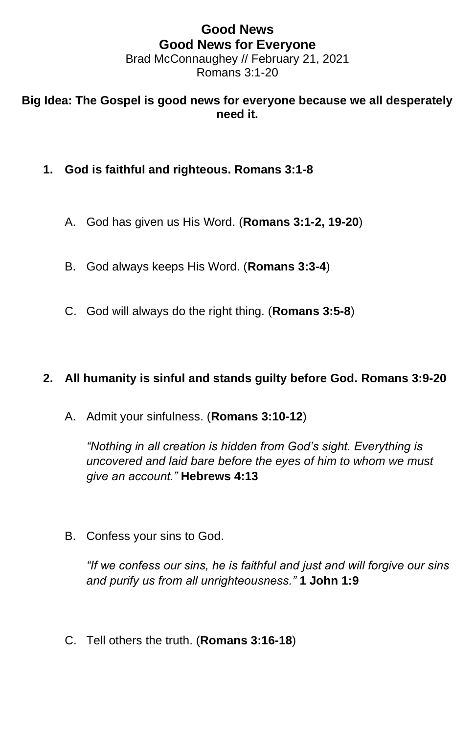# Good News
## Good News for Everyone

Brad McConnaughey // February 21, 2021
Romans 3:1-20

**Big Idea: The Gospel is good news for everyone because we all desperately need it.**

1. **God is faithful and righteous. Romans 3:1-8**

   A. God has given us His Word. (**Romans 3:1-2, 19-20**)

   B. God always keeps His Word. (**Romans 3:3-4**)

   C. God will always do the right thing. (**Romans 3:5-8**)

2. **All humanity is sinful and stands guilty before God. Romans 3:9-20**

   A. Admit your sinfulness. (**Romans 3:10-12**)

   *"Nothing in all creation is hidden from God's sight. Everything is uncovered and laid bare before the eyes of him to whom we must give an account."* **Hebrews 4:13**

   B. Confess your sins to God.

   *"If we confess our sins, he is faithful and just and will forgive our sins and purify us from all unrighteousness."* **1 John 1:9**

   C. Tell others the truth. (**Romans 3:16-18**)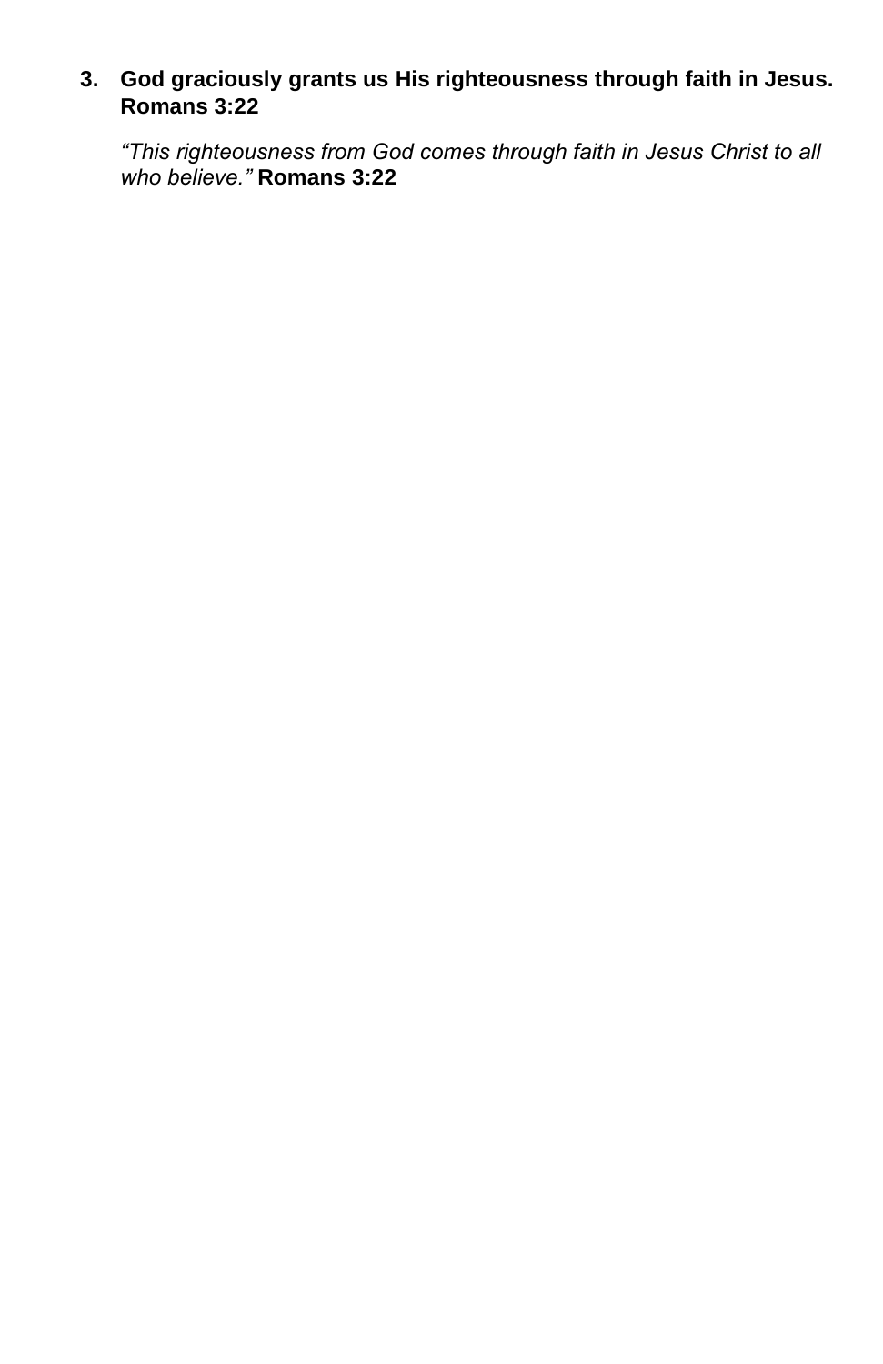3. **God graciously grants us His righteousness through faith in Jesus. Romans 3:22**

   *"This righteousness from God comes through faith in Jesus Christ to all who believe."* **Romans 3:22**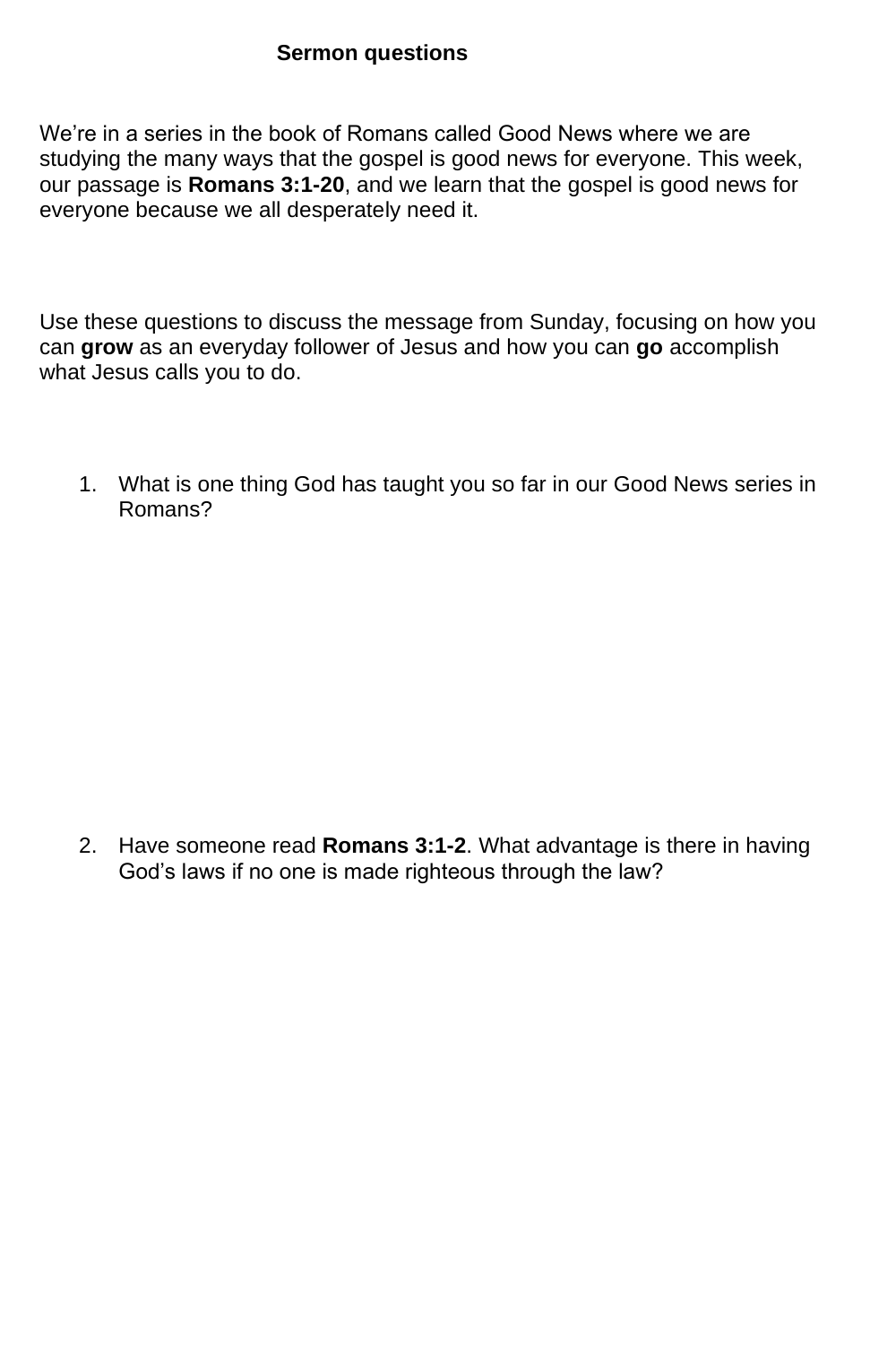# Sermon questions

We’re in a series in the book of Romans called Good News where we are studying the many ways that the gospel is good news for everyone. This week, our passage is **Romans 3:1-20**, and we learn that the gospel is good news for everyone because we all desperately need it.

Use these questions to discuss the message from Sunday, focusing on how you can **grow** as an everyday follower of Jesus and how you can **go** accomplish what Jesus calls you to do.

1. What is one thing God has taught you so far in our Good News series in Romans?

2. Have someone read **Romans 3:1-2**. What advantage is there in having God’s laws if no one is made righteous through the law?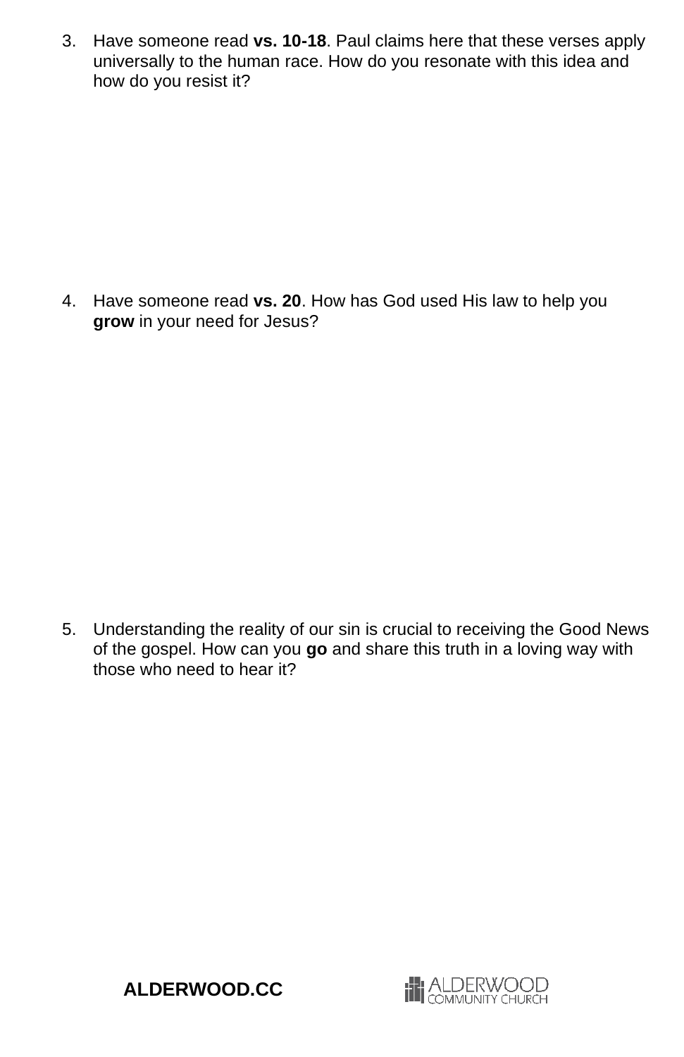3. Have someone read **vs. 10-18**. Paul claims here that these verses apply universally to the human race. How do you resonate with this idea and how do you resist it?

4. Have someone read **vs. 20**. How has God used His law to help you **grow** in your need for Jesus?

5. Understanding the reality of our sin is crucial to receiving the Good News of the gospel. How can you **go** and share this truth in a loving way with those who need to hear it?

**ALDERWOOD.CC**

ALDERWOOD COMMUNITY CHURCH